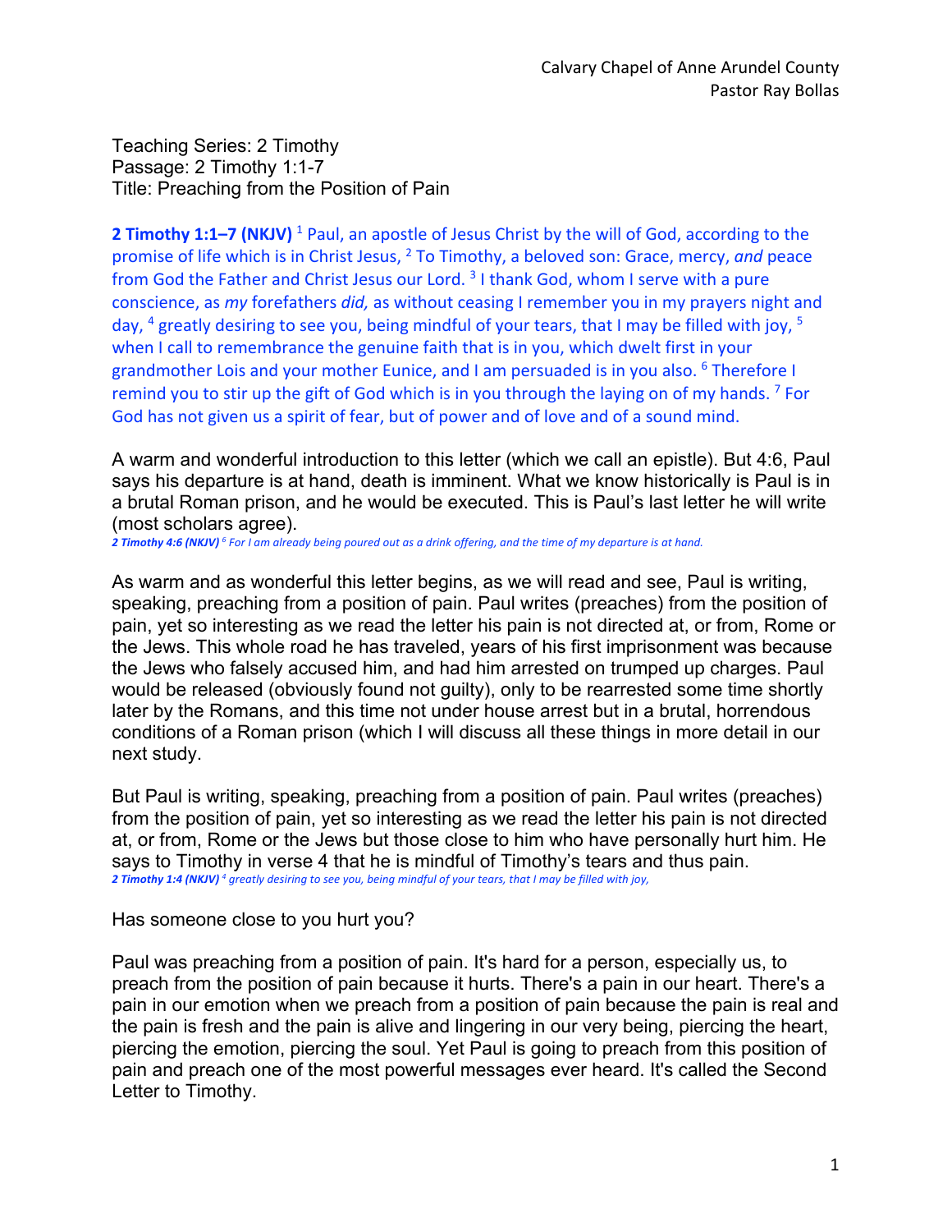Calvary Chapel of Anne Arundel County
Pastor Ray Bollas

Teaching Series: 2 Timothy
Passage: 2 Timothy 1:1-7
Title: Preaching from the Position of Pain

**2 Timothy 1:1–7 (NKJV)** [1] Paul, an apostle of Jesus Christ by the will of God, according to the promise of life which is in Christ Jesus, [2] To Timothy, a beloved son: Grace, mercy, *and* peace from God the Father and Christ Jesus our Lord. [3] I thank God, whom I serve with a pure conscience, as *my* forefathers *did,* as without ceasing I remember you in my prayers night and day, [4] greatly desiring to see you, being mindful of your tears, that I may be filled with joy, [5] when I call to remembrance the genuine faith that is in you, which dwelt first in your grandmother Lois and your mother Eunice, and I am persuaded is in you also. [6] Therefore I remind you to stir up the gift of God which is in you through the laying on of my hands. [7] For God has not given us a spirit of fear, but of power and of love and of a sound mind.

A warm and wonderful introduction to this letter (which we call an epistle). But 4:6, Paul says his departure is at hand, death is imminent. What we know historically is Paul is in a brutal Roman prison, and he would be executed. This is Paul's last letter he will write (most scholars agree).

***2 Timothy 4:6 (NKJV)** [6] For I am already being poured out as a drink offering, and the time of my departure is at hand.*

As warm and as wonderful this letter begins, as we will read and see, Paul is writing, speaking, preaching from a position of pain. Paul writes (preaches) from the position of pain, yet so interesting as we read the letter his pain is not directed at, or from, Rome or the Jews. This whole road he has traveled, years of his first imprisonment was because the Jews who falsely accused him, and had him arrested on trumped up charges. Paul would be released (obviously found not guilty), only to be rearrested some time shortly later by the Romans, and this time not under house arrest but in a brutal, horrendous conditions of a Roman prison (which I will discuss all these things in more detail in our next study.

But Paul is writing, speaking, preaching from a position of pain. Paul writes (preaches) from the position of pain, yet so interesting as we read the letter his pain is not directed at, or from, Rome or the Jews but those close to him who have personally hurt him. He says to Timothy in verse 4 that he is mindful of Timothy's tears and thus pain.

***2 Timothy 1:4 (NKJV)** [4] greatly desiring to see you, being mindful of your tears, that I may be filled with joy,*

Has someone close to you hurt you?

Paul was preaching from a position of pain. It's hard for a person, especially us, to preach from the position of pain because it hurts. There's a pain in our heart. There's a pain in our emotion when we preach from a position of pain because the pain is real and the pain is fresh and the pain is alive and lingering in our very being, piercing the heart, piercing the emotion, piercing the soul. Yet Paul is going to preach from this position of pain and preach one of the most powerful messages ever heard. It's called the Second Letter to Timothy.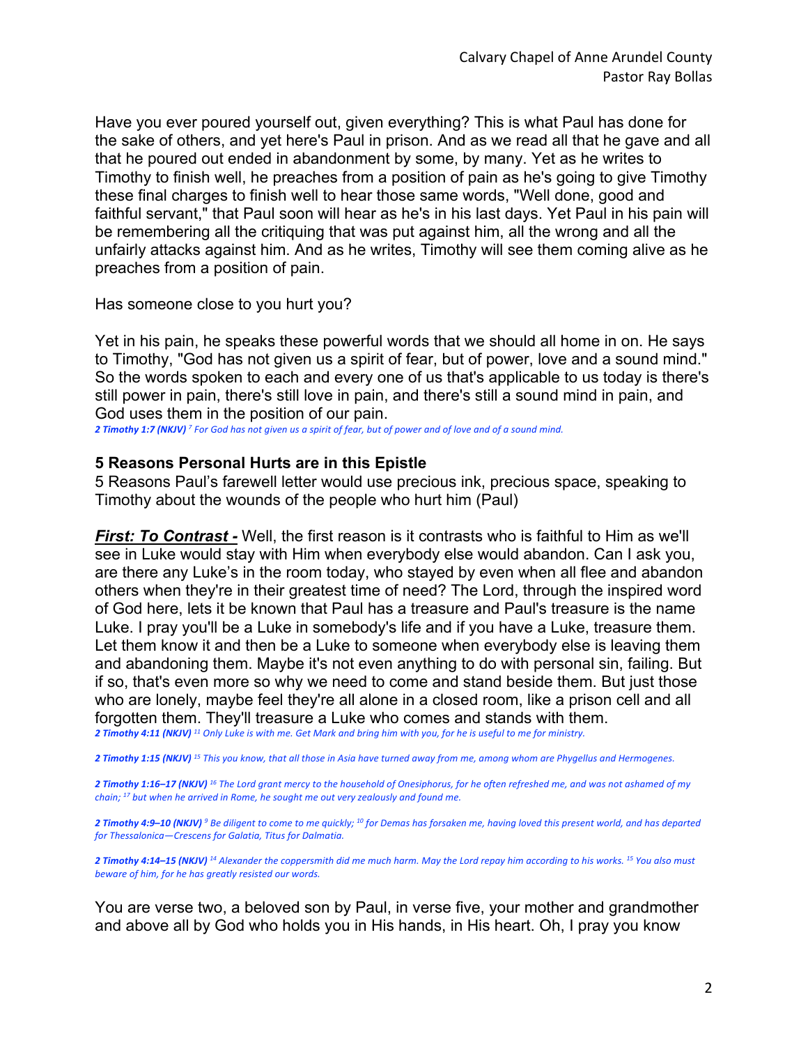Have you ever poured yourself out, given everything? This is what Paul has done for the sake of others, and yet here's Paul in prison. And as we read all that he gave and all that he poured out ended in abandonment by some, by many. Yet as he writes to Timothy to finish well, he preaches from a position of pain as he's going to give Timothy these final charges to finish well to hear those same words, "Well done, good and faithful servant," that Paul soon will hear as he's in his last days. Yet Paul in his pain will be remembering all the critiquing that was put against him, all the wrong and all the unfairly attacks against him. And as he writes, Timothy will see them coming alive as he preaches from a position of pain.

Has someone close to you hurt you?

Yet in his pain, he speaks these powerful words that we should all home in on. He says to Timothy, "God has not given us a spirit of fear, but of power, love and a sound mind." So the words spoken to each and every one of us that's applicable to us today is there's still power in pain, there's still love in pain, and there's still a sound mind in pain, and God uses them in the position of our pain.

***2 Timothy 1:7 (NKJV)*** *[7] For God has not given us a spirit of fear, but of power and of love and of a sound mind.*

### 5 Reasons Personal Hurts are in this Epistle

5 Reasons Paul's farewell letter would use precious ink, precious space, speaking to Timothy about the wounds of the people who hurt him (Paul)

***First: To Contrast -*** Well, the first reason is it contrasts who is faithful to Him as we'll see in Luke would stay with Him when everybody else would abandon. Can I ask you, are there any Luke's in the room today, who stayed by even when all flee and abandon others when they're in their greatest time of need? The Lord, through the inspired word of God here, lets it be known that Paul has a treasure and Paul's treasure is the name Luke. I pray you'll be a Luke in somebody's life and if you have a Luke, treasure them. Let them know it and then be a Luke to someone when everybody else is leaving them and abandoning them. Maybe it's not even anything to do with personal sin, failing. But if so, that's even more so why we need to come and stand beside them. But just those who are lonely, maybe feel they're all alone in a closed room, like a prison cell and all forgotten them. They'll treasure a Luke who comes and stands with them.

***2 Timothy 4:11 (NKJV)*** *[11] Only Luke is with me. Get Mark and bring him with you, for he is useful to me for ministry.*

***2 Timothy 1:15 (NKJV)*** *[15] This you know, that all those in Asia have turned away from me, among whom are Phygellus and Hermogenes.*

***2 Timothy 1:16–17 (NKJV)*** *[16] The Lord grant mercy to the household of Onesiphorus, for he often refreshed me, and was not ashamed of my chain; [17] but when he arrived in Rome, he sought me out very zealously and found me.*

***2 Timothy 4:9–10 (NKJV)*** *[9] Be diligent to come to me quickly; [10] for Demas has forsaken me, having loved this present world, and has departed for Thessalonica—Crescens for Galatia, Titus for Dalmatia.*

***2 Timothy 4:14–15 (NKJV)*** *[14] Alexander the coppersmith did me much harm. May the Lord repay him according to his works. [15] You also must beware of him, for he has greatly resisted our words.*

You are verse two, a beloved son by Paul, in verse five, your mother and grandmother and above all by God who holds you in His hands, in His heart. Oh, I pray you know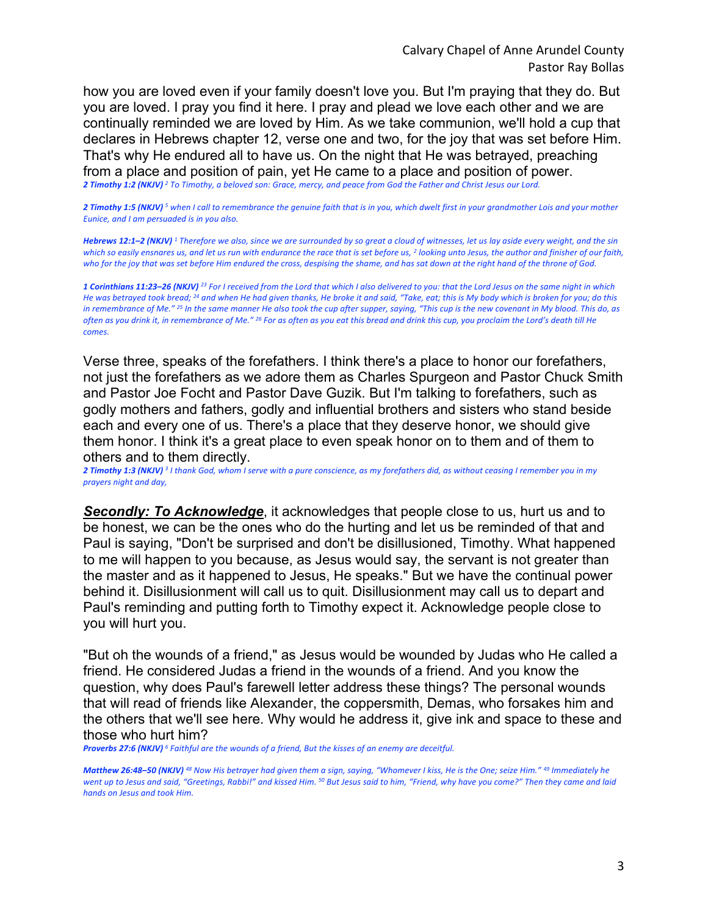how you are loved even if your family doesn't love you. But I'm praying that they do. But you are loved. I pray you find it here. I pray and plead we love each other and we are continually reminded we are loved by Him. As we take communion, we'll hold a cup that declares in Hebrews chapter 12, verse one and two, for the joy that was set before Him. That's why He endured all to have us. On the night that He was betrayed, preaching from a place and position of pain, yet He came to a place and position of power.

***2 Timothy 1:2 (NKJV)*** *[2] To Timothy, a beloved son: Grace, mercy, and peace from God the Father and Christ Jesus our Lord.*

***2 Timothy 1:5 (NKJV)*** *[5] when I call to remembrance the genuine faith that is in you, which dwelt first in your grandmother Lois and your mother Eunice, and I am persuaded is in you also.*

***Hebrews 12:1–2 (NKJV)*** *[1] Therefore we also, since we are surrounded by so great a cloud of witnesses, let us lay aside every weight, and the sin which so easily ensnares us, and let us run with endurance the race that is set before us, [2] looking unto Jesus, the author and finisher of our faith, who for the joy that was set before Him endured the cross, despising the shame, and has sat down at the right hand of the throne of God.*

***1 Corinthians 11:23–26 (NKJV)*** *[23] For I received from the Lord that which I also delivered to you: that the Lord Jesus on the same night in which He was betrayed took bread; [24] and when He had given thanks, He broke it and said, "Take, eat; this is My body which is broken for you; do this in remembrance of Me." [25] In the same manner He also took the cup after supper, saying, "This cup is the new covenant in My blood. This do, as often as you drink it, in remembrance of Me." [26] For as often as you eat this bread and drink this cup, you proclaim the Lord's death till He comes.*

Verse three, speaks of the forefathers. I think there's a place to honor our forefathers, not just the forefathers as we adore them as Charles Spurgeon and Pastor Chuck Smith and Pastor Joe Focht and Pastor Dave Guzik. But I'm talking to forefathers, such as godly mothers and fathers, godly and influential brothers and sisters who stand beside each and every one of us. There's a place that they deserve honor, we should give them honor. I think it's a great place to even speak honor on to them and of them to others and to them directly.

***2 Timothy 1:3 (NKJV)*** *[3] I thank God, whom I serve with a pure conscience, as my forefathers did, as without ceasing I remember you in my prayers night and day,*

***<u>Secondly: To Acknowledge</u>***, it acknowledges that people close to us, hurt us and to be honest, we can be the ones who do the hurting and let us be reminded of that and Paul is saying, "Don't be surprised and don't be disillusioned, Timothy. What happened to me will happen to you because, as Jesus would say, the servant is not greater than the master and as it happened to Jesus, He speaks." But we have the continual power behind it. Disillusionment will call us to quit. Disillusionment may call us to depart and Paul's reminding and putting forth to Timothy expect it. Acknowledge people close to you will hurt you.

"But oh the wounds of a friend," as Jesus would be wounded by Judas who He called a friend. He considered Judas a friend in the wounds of a friend. And you know the question, why does Paul's farewell letter address these things? The personal wounds that will read of friends like Alexander, the coppersmith, Demas, who forsakes him and the others that we'll see here. Why would he address it, give ink and space to these and those who hurt him?

***Proverbs 27:6 (NKJV)*** *[6] Faithful are the wounds of a friend, But the kisses of an enemy are deceitful.*

***Matthew 26:48–50 (NKJV)*** *[48] Now His betrayer had given them a sign, saying, "Whomever I kiss, He is the One; seize Him." [49] Immediately he went up to Jesus and said, "Greetings, Rabbi!" and kissed Him. [50] But Jesus said to him, "Friend, why have you come?" Then they came and laid hands on Jesus and took Him.*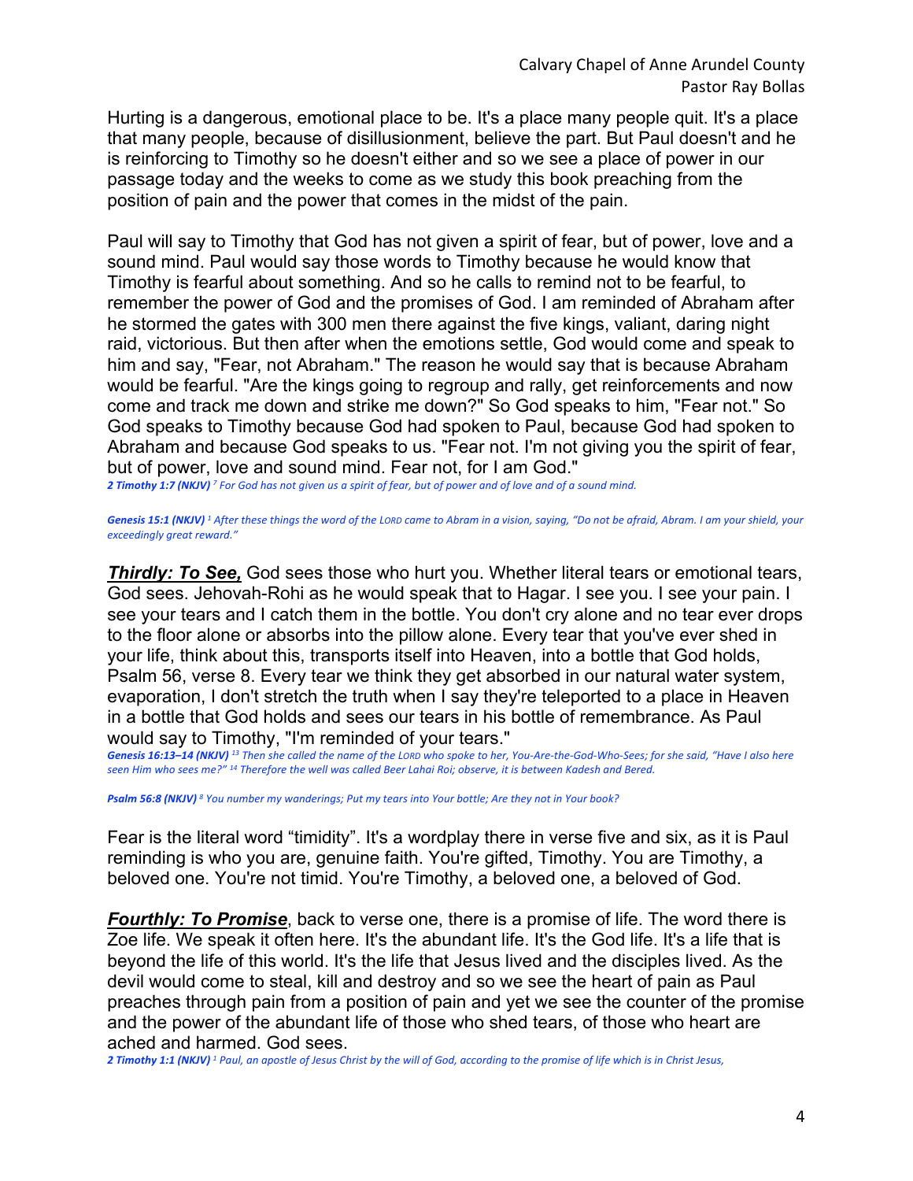Hurting is a dangerous, emotional place to be. It's a place many people quit. It's a place that many people, because of disillusionment, believe the part. But Paul doesn't and he is reinforcing to Timothy so he doesn't either and so we see a place of power in our passage today and the weeks to come as we study this book preaching from the position of pain and the power that comes in the midst of the pain.

Paul will say to Timothy that God has not given a spirit of fear, but of power, love and a sound mind. Paul would say those words to Timothy because he would know that Timothy is fearful about something. And so he calls to remind not to be fearful, to remember the power of God and the promises of God. I am reminded of Abraham after he stormed the gates with 300 men there against the five kings, valiant, daring night raid, victorious. But then after when the emotions settle, God would come and speak to him and say, "Fear, not Abraham." The reason he would say that is because Abraham would be fearful. "Are the kings going to regroup and rally, get reinforcements and now come and track me down and strike me down?" So God speaks to him, "Fear not." So God speaks to Timothy because God had spoken to Paul, because God had spoken to Abraham and because God speaks to us. "Fear not. I'm not giving you the spirit of fear, but of power, love and sound mind. Fear not, for I am God."

***2 Timothy 1:7 (NKJV)*** *[7] For God has not given us a spirit of fear, but of power and of love and of a sound mind.*

***Genesis 15:1 (NKJV)*** *[1] After these things the word of the LORD came to Abram in a vision, saying, "Do not be afraid, Abram. I am your shield, your exceedingly great reward."*

***<u>Thirdly: To See,</u>*** God sees those who hurt you. Whether literal tears or emotional tears, God sees. Jehovah-Rohi as he would speak that to Hagar. I see you. I see your pain. I see your tears and I catch them in the bottle. You don't cry alone and no tear ever drops to the floor alone or absorbs into the pillow alone. Every tear that you've ever shed in your life, think about this, transports itself into Heaven, into a bottle that God holds, Psalm 56, verse 8. Every tear we think they get absorbed in our natural water system, evaporation, I don't stretch the truth when I say they're teleported to a place in Heaven in a bottle that God holds and sees our tears in his bottle of remembrance. As Paul would say to Timothy, "I'm reminded of your tears."

***Genesis 16:13–14 (NKJV)*** *[13] Then she called the name of the LORD who spoke to her, You-Are-the-God-Who-Sees; for she said, "Have I also here seen Him who sees me?" [14] Therefore the well was called Beer Lahai Roi; observe, it is between Kadesh and Bered.*

***Psalm 56:8 (NKJV)*** *[8] You number my wanderings; Put my tears into Your bottle; Are they not in Your book?*

Fear is the literal word "timidity". It's a wordplay there in verse five and six, as it is Paul reminding is who you are, genuine faith. You're gifted, Timothy. You are Timothy, a beloved one. You're not timid. You're Timothy, a beloved one, a beloved of God.

***<u>Fourthly: To Promise</u>***, back to verse one, there is a promise of life. The word there is Zoe life. We speak it often here. It's the abundant life. It's the God life. It's a life that is beyond the life of this world. It's the life that Jesus lived and the disciples lived. As the devil would come to steal, kill and destroy and so we see the heart of pain as Paul preaches through pain from a position of pain and yet we see the counter of the promise and the power of the abundant life of those who shed tears, of those who heart are ached and harmed. God sees.

***2 Timothy 1:1 (NKJV)*** *[1] Paul, an apostle of Jesus Christ by the will of God, according to the promise of life which is in Christ Jesus,*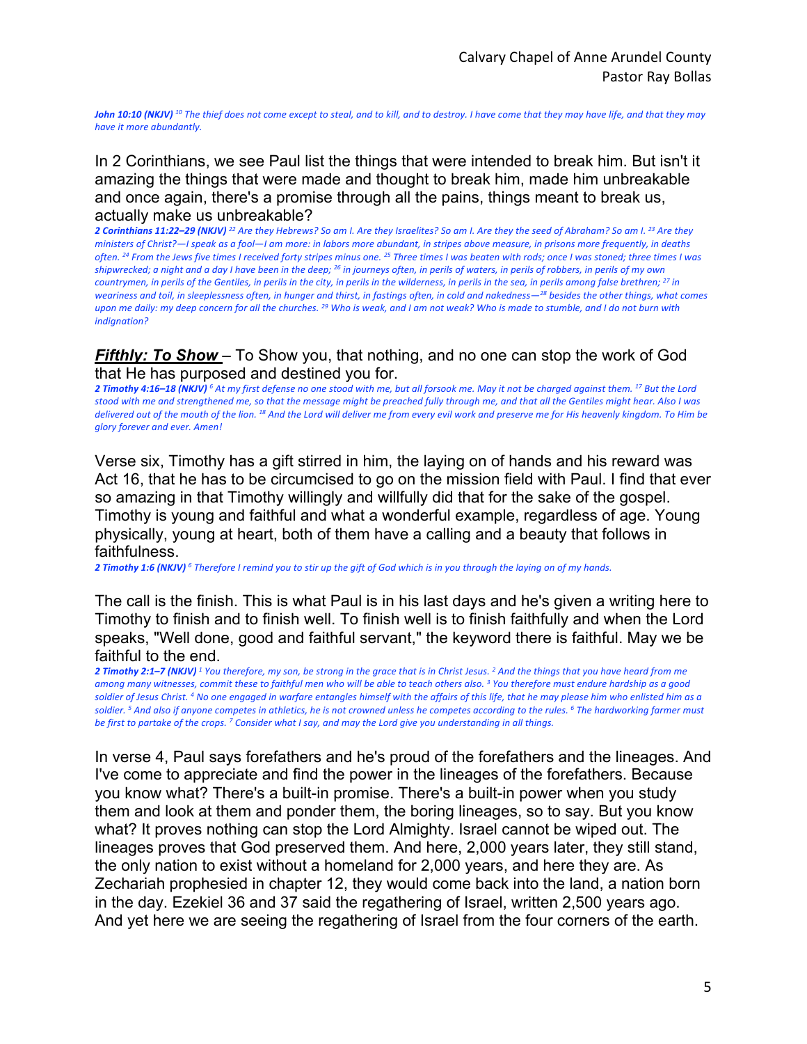***John 10:10 (NKJV)** [10] The thief does not come except to steal, and to kill, and to destroy. I have come that they may have life, and that they may have it more abundantly.*

In 2 Corinthians, we see Paul list the things that were intended to break him. But isn't it amazing the things that were made and thought to break him, made him unbreakable and once again, there's a promise through all the pains, things meant to break us, actually make us unbreakable?

***2 Corinthians 11:22–29 (NKJV)** [22] Are they Hebrews? So am I. Are they Israelites? So am I. Are they the seed of Abraham? So am I. [23] Are they ministers of Christ?—I speak as a fool—I am more: in labors more abundant, in stripes above measure, in prisons more frequently, in deaths often. [24] From the Jews five times I received forty stripes minus one. [25] Three times I was beaten with rods; once I was stoned; three times I was shipwrecked; a night and a day I have been in the deep; [26] in journeys often, in perils of waters, in perils of robbers, in perils of my own countrymen, in perils of the Gentiles, in perils in the city, in perils in the wilderness, in perils in the sea, in perils among false brethren; [27] in weariness and toil, in sleeplessness often, in hunger and thirst, in fastings often, in cold and nakedness—[28] besides the other things, what comes upon me daily: my deep concern for all the churches. [29] Who is weak, and I am not weak? Who is made to stumble, and I do not burn with indignation?*

***Fifthly: To Show*** – To Show you, that nothing, and no one can stop the work of God that He has purposed and destined you for.

***2 Timothy 4:16–18 (NKJV)** [6] At my first defense no one stood with me, but all forsook me. May it not be charged against them. [17] But the Lord stood with me and strengthened me, so that the message might be preached fully through me, and that all the Gentiles might hear. Also I was delivered out of the mouth of the lion. [18] And the Lord will deliver me from every evil work and preserve me for His heavenly kingdom. To Him be glory forever and ever. Amen!*

Verse six, Timothy has a gift stirred in him, the laying on of hands and his reward was Act 16, that he has to be circumcised to go on the mission field with Paul. I find that ever so amazing in that Timothy willingly and willfully did that for the sake of the gospel. Timothy is young and faithful and what a wonderful example, regardless of age. Young physically, young at heart, both of them have a calling and a beauty that follows in faithfulness.

***2 Timothy 1:6 (NKJV)** [6] Therefore I remind you to stir up the gift of God which is in you through the laying on of my hands.*

The call is the finish. This is what Paul is in his last days and he's given a writing here to Timothy to finish and to finish well. To finish well is to finish faithfully and when the Lord speaks, "Well done, good and faithful servant," the keyword there is faithful. May we be faithful to the end.

***2 Timothy 2:1–7 (NKJV)** [1] You therefore, my son, be strong in the grace that is in Christ Jesus. [2] And the things that you have heard from me among many witnesses, commit these to faithful men who will be able to teach others also. [3] You therefore must endure hardship as a good soldier of Jesus Christ. [4] No one engaged in warfare entangles himself with the affairs of this life, that he may please him who enlisted him as a soldier. [5] And also if anyone competes in athletics, he is not crowned unless he competes according to the rules. [6] The hardworking farmer must be first to partake of the crops. [7] Consider what I say, and may the Lord give you understanding in all things.*

In verse 4, Paul says forefathers and he's proud of the forefathers and the lineages. And I've come to appreciate and find the power in the lineages of the forefathers. Because you know what? There's a built-in promise. There's a built-in power when you study them and look at them and ponder them, the boring lineages, so to say. But you know what? It proves nothing can stop the Lord Almighty. Israel cannot be wiped out. The lineages proves that God preserved them. And here, 2,000 years later, they still stand, the only nation to exist without a homeland for 2,000 years, and here they are. As Zechariah prophesied in chapter 12, they would come back into the land, a nation born in the day. Ezekiel 36 and 37 said the regathering of Israel, written 2,500 years ago. And yet here we are seeing the regathering of Israel from the four corners of the earth.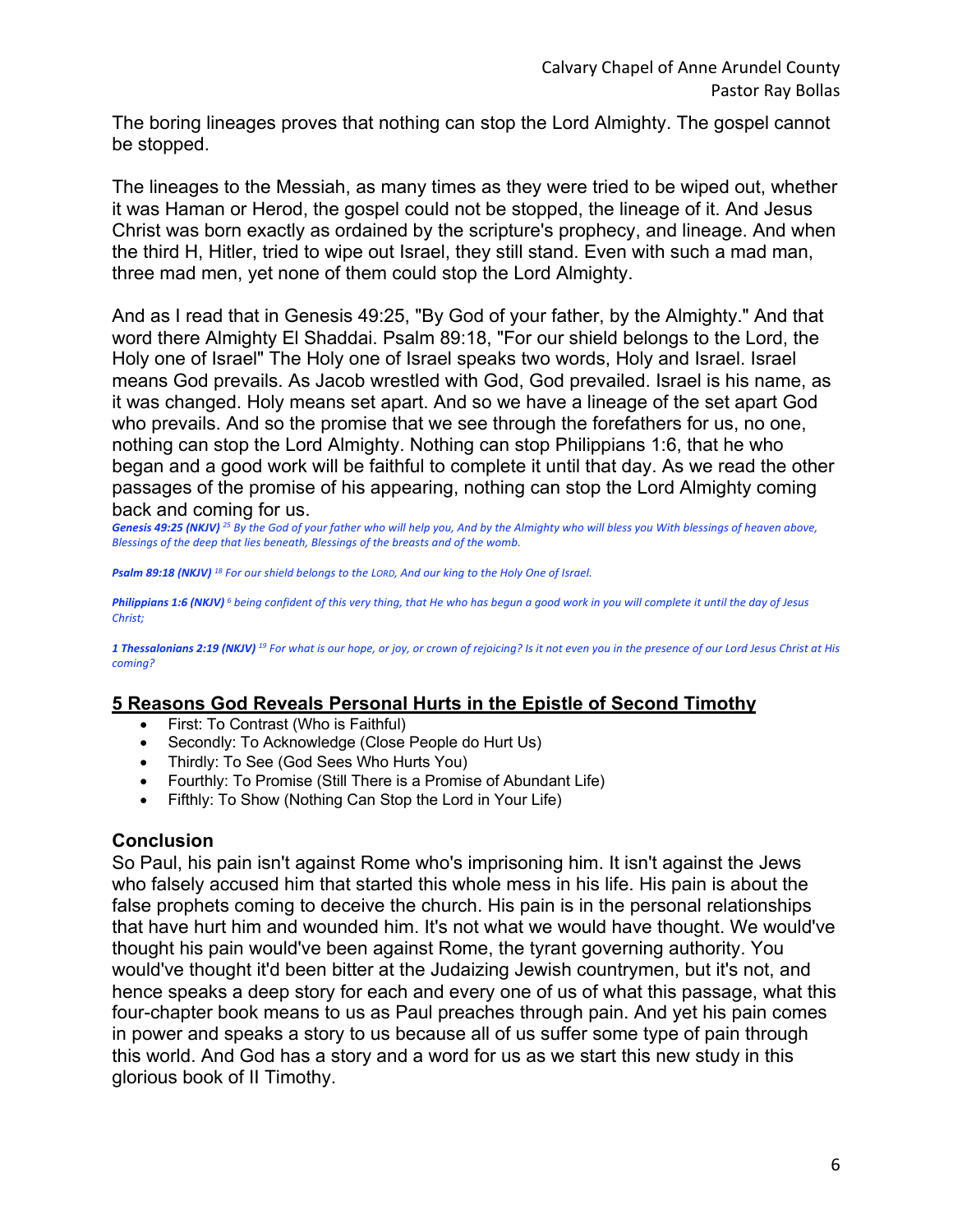The boring lineages proves that nothing can stop the Lord Almighty. The gospel cannot be stopped.

The lineages to the Messiah, as many times as they were tried to be wiped out, whether it was Haman or Herod, the gospel could not be stopped, the lineage of it. And Jesus Christ was born exactly as ordained by the scripture's prophecy, and lineage. And when the third H, Hitler, tried to wipe out Israel, they still stand. Even with such a mad man, three mad men, yet none of them could stop the Lord Almighty.

And as I read that in Genesis 49:25, "By God of your father, by the Almighty." And that word there Almighty El Shaddai. Psalm 89:18, "For our shield belongs to the Lord, the Holy one of Israel" The Holy one of Israel speaks two words, Holy and Israel. Israel means God prevails. As Jacob wrestled with God, God prevailed. Israel is his name, as it was changed. Holy means set apart. And so we have a lineage of the set apart God who prevails. And so the promise that we see through the forefathers for us, no one, nothing can stop the Lord Almighty. Nothing can stop Philippians 1:6, that he who began and a good work will be faithful to complete it until that day. As we read the other passages of the promise of his appearing, nothing can stop the Lord Almighty coming back and coming for us.

***Genesis 49:25 (NKJV)*** *[25] By the God of your father who will help you, And by the Almighty who will bless you With blessings of heaven above, Blessings of the deep that lies beneath, Blessings of the breasts and of the womb.*

***Psalm 89:18 (NKJV)*** *[18] For our shield belongs to the LORD, And our king to the Holy One of Israel.*

***Philippians 1:6 (NKJV)*** *[6] being confident of this very thing, that He who has begun a good work in you will complete it until the day of Jesus Christ;*

***1 Thessalonians 2:19 (NKJV)*** *[19] For what is our hope, or joy, or crown of rejoicing? Is it not even you in the presence of our Lord Jesus Christ at His coming?*

## 5 Reasons God Reveals Personal Hurts in the Epistle of Second Timothy

- First: To Contrast (Who is Faithful)
- Secondly: To Acknowledge (Close People do Hurt Us)
- Thirdly: To See (God Sees Who Hurts You)
- Fourthly: To Promise (Still There is a Promise of Abundant Life)
- Fifthly: To Show (Nothing Can Stop the Lord in Your Life)

### Conclusion

So Paul, his pain isn't against Rome who's imprisoning him. It isn't against the Jews who falsely accused him that started this whole mess in his life. His pain is about the false prophets coming to deceive the church. His pain is in the personal relationships that have hurt him and wounded him. It's not what we would have thought. We would've thought his pain would've been against Rome, the tyrant governing authority. You would've thought it'd been bitter at the Judaizing Jewish countrymen, but it's not, and hence speaks a deep story for each and every one of us of what this passage, what this four-chapter book means to us as Paul preaches through pain. And yet his pain comes in power and speaks a story to us because all of us suffer some type of pain through this world. And God has a story and a word for us as we start this new study in this glorious book of II Timothy.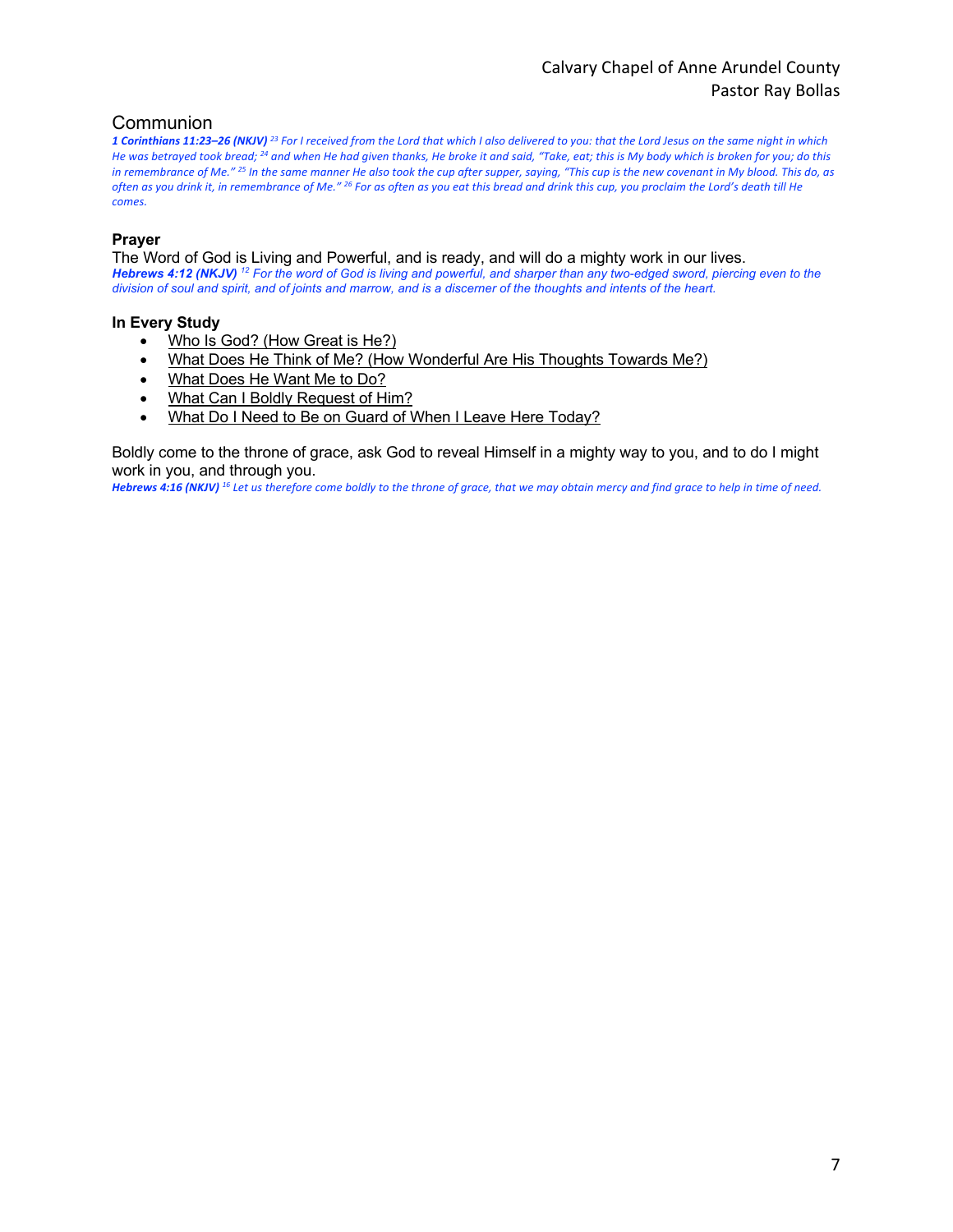## Communion

***1 Corinthians 11:23–26 (NKJV)*** *[23] For I received from the Lord that which I also delivered to you: that the Lord Jesus on the same night in which He was betrayed took bread; [24] and when He had given thanks, He broke it and said, "Take, eat; this is My body which is broken for you; do this in remembrance of Me." [25] In the same manner He also took the cup after supper, saying, "This cup is the new covenant in My blood. This do, as often as you drink it, in remembrance of Me." [26] For as often as you eat this bread and drink this cup, you proclaim the Lord's death till He comes.*

### Prayer

The Word of God is Living and Powerful, and is ready, and will do a mighty work in our lives.
***Hebrews 4:12 (NKJV)*** *[12] For the word of God is living and powerful, and sharper than any two-edged sword, piercing even to the division of soul and spirit, and of joints and marrow, and is a discerner of the thoughts and intents of the heart.*

### In Every Study

- <u>Who Is God? (How Great is He?)</u>
- <u>What Does He Think of Me? (How Wonderful Are His Thoughts Towards Me?)</u>
- <u>What Does He Want Me to Do?</u>
- <u>What Can I Boldly Request of Him?</u>
- <u>What Do I Need to Be on Guard of When I Leave Here Today?</u>

Boldly come to the throne of grace, ask God to reveal Himself in a mighty way to you, and to do I might work in you, and through you.
***Hebrews 4:16 (NKJV)*** *[16] Let us therefore come boldly to the throne of grace, that we may obtain mercy and find grace to help in time of need.*